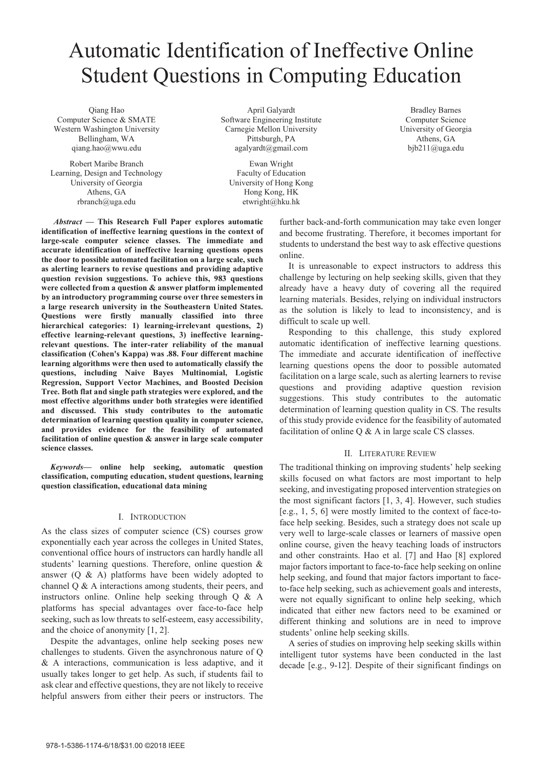# Automatic Identification of Ineffective Online Student Questions in Computing Education

Qiang Hao
Computer Science & SMATE
Western Washington University
Bellingham, WA
qiang.hao@wwu.edu

April Galyardt
Software Engineering Institute
Carnegie Mellon University
Pittsburgh, PA
agalyardt@gmail.com

Bradley Barnes
Computer Science
University of Georgia
Athens, GA
bjb211@uga.edu

Robert Maribe Branch
Learning, Design and Technology
University of Georgia
Athens, GA
rbranch@uga.edu

Ewan Wright
Faculty of Education
University of Hong Kong
Hong Kong, HK
etwright@hku.hk

***Abstract* — This Research Full Paper explores automatic identification of ineffective learning questions in the context of large-scale computer science classes. The immediate and accurate identification of ineffective learning questions opens the door to possible automated facilitation on a large scale, such as alerting learners to revise questions and providing adaptive question revision suggestions. To achieve this, 983 questions were collected from a question & answer platform implemented by an introductory programming course over three semesters in a large research university in the Southeastern United States. Questions were firstly manually classified into three hierarchical categories: 1) learning-irrelevant questions, 2) effective learning-relevant questions, 3) ineffective learning-relevant questions. The inter-rater reliability of the manual classification (Cohen's Kappa) was .88. Four different machine learning algorithms were then used to automatically classify the questions, including Naive Bayes Multinomial, Logistic Regression, Support Vector Machines, and Boosted Decision Tree. Both flat and single path strategies were explored, and the most effective algorithms under both strategies were identified and discussed. This study contributes to the automatic determination of learning question quality in computer science, and provides evidence for the feasibility of automated facilitation of online question & answer in large scale computer science classes.**

***Keywords*— online help seeking, automatic question classification, computing education, student questions, learning question classification, educational data mining**

## I. Introduction

As the class sizes of computer science (CS) courses grow exponentially each year across the colleges in United States, conventional office hours of instructors can hardly handle all students' learning questions. Therefore, online question & answer (Q & A) platforms have been widely adopted to channel Q & A interactions among students, their peers, and instructors online. Online help seeking through Q & A platforms has special advantages over face-to-face help seeking, such as low threats to self-esteem, easy accessibility, and the choice of anonymity [1, 2].

Despite the advantages, online help seeking poses new challenges to students. Given the asynchronous nature of Q & A interactions, communication is less adaptive, and it usually takes longer to get help. As such, if students fail to ask clear and effective questions, they are not likely to receive helpful answers from either their peers or instructors. The further back-and-forth communication may take even longer and become frustrating. Therefore, it becomes important for students to understand the best way to ask effective questions online.

It is unreasonable to expect instructors to address this challenge by lecturing on help seeking skills, given that they already have a heavy duty of covering all the required learning materials. Besides, relying on individual instructors as the solution is likely to lead to inconsistency, and is difficult to scale up well.

Responding to this challenge, this study explored automatic identification of ineffective learning questions. The immediate and accurate identification of ineffective learning questions opens the door to possible automated facilitation on a large scale, such as alerting learners to revise questions and providing adaptive question revision suggestions. This study contributes to the automatic determination of learning question quality in CS. The results of this study provide evidence for the feasibility of automated facilitation of online Q & A in large scale CS classes.

## II. Literature Review

The traditional thinking on improving students' help seeking skills focused on what factors are most important to help seeking, and investigating proposed intervention strategies on the most significant factors [1, 3, 4]. However, such studies [e.g., 1, 5, 6] were mostly limited to the context of face-to-face help seeking. Besides, such a strategy does not scale up very well to large-scale classes or learners of massive open online course, given the heavy teaching loads of instructors and other constraints. Hao et al. [7] and Hao [8] explored major factors important to face-to-face help seeking on online help seeking, and found that major factors important to face-to-face help seeking, such as achievement goals and interests, were not equally significant to online help seeking, which indicated that either new factors need to be examined or different thinking and solutions are in need to improve students' online help seeking skills.

A series of studies on improving help seeking skills within intelligent tutor systems have been conducted in the last decade [e.g., 9-12]. Despite of their significant findings on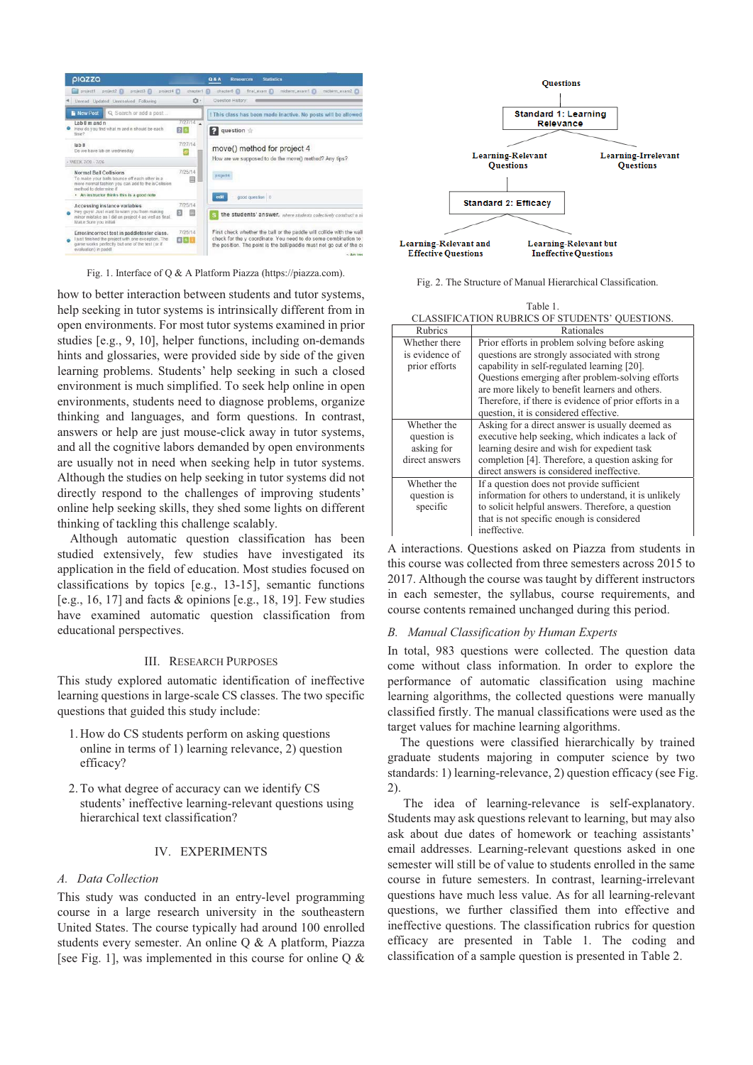Fig. 1. Interface of Q & A Platform Piazza (https://piazza.com).

how to better interaction between students and tutor systems, help seeking in tutor systems is intrinsically different from in open environments. For most tutor systems examined in prior studies [e.g., 9, 10], helper functions, including on-demands hints and glossaries, were provided side by side of the given learning problems. Students' help seeking in such a closed environment is much simplified. To seek help online in open environments, students need to diagnose problems, organize thinking and languages, and form questions. In contrast, answers or help are just mouse-click away in tutor systems, and all the cognitive labors demanded by open environments are usually not in need when seeking help in tutor systems. Although the studies on help seeking in tutor systems did not directly respond to the challenges of improving students' online help seeking skills, they shed some lights on different thinking of tackling this challenge scalably.

Although automatic question classification has been studied extensively, few studies have investigated its application in the field of education. Most studies focused on classifications by topics [e.g., 13-15], semantic functions [e.g., 16, 17] and facts & opinions [e.g., 18, 19]. Few studies have examined automatic question classification from educational perspectives.

## III. Research Purposes

This study explored automatic identification of ineffective learning questions in large-scale CS classes. The two specific questions that guided this study include:

1. How do CS students perform on asking questions online in terms of 1) learning relevance, 2) question efficacy?
2. To what degree of accuracy can we identify CS students' ineffective learning-relevant questions using hierarchical text classification?

## IV. Experiments

### A. Data Collection

This study was conducted in an entry-level programming course in a large research university in the southeastern United States. The course typically had around 100 enrolled students every semester. An online Q & A platform, Piazza [see Fig. 1], was implemented in this course for online Q & A interactions. Questions asked on Piazza from students in this course was collected from three semesters across 2015 to 2017. Although the course was taught by different instructors in each semester, the syllabus, course requirements, and course contents remained unchanged during this period.

### B. Manual Classification by Human Experts

In total, 983 questions were collected. The question data come without class information. In order to explore the performance of automatic classification using machine learning algorithms, the collected questions were manually classified firstly. The manual classifications were used as the target values for machine learning algorithms.

The questions were classified hierarchically by trained graduate students majoring in computer science by two standards: 1) learning-relevance, 2) question efficacy (see Fig. 2).

Fig. 2. The Structure of Manual Hierarchical Classification.

Table 1.
CLASSIFICATION RUBRICS OF STUDENTS' QUESTIONS.

| Rubrics | Rationales |
|---|---|
| Whether there is evidence of prior efforts | Prior efforts in problem solving before asking questions are strongly associated with strong capability in self-regulated learning [20]. Questions emerging after problem-solving efforts are more likely to benefit learners and others. Therefore, if there is evidence of prior efforts in a question, it is considered effective. |
| Whether the question is asking for direct answers | Asking for a direct answer is usually deemed as executive help seeking, which indicates a lack of learning desire and wish for expedient task completion [4]. Therefore, a question asking for direct answers is considered ineffective. |
| Whether the question is specific | If a question does not provide sufficient information for others to understand, it is unlikely to solicit helpful answers. Therefore, a question that is not specific enough is considered ineffective. |

The idea of learning-relevance is self-explanatory. Students may ask questions relevant to learning, but may also ask about due dates of homework or teaching assistants' email addresses. Learning-relevant questions asked in one semester will still be of value to students enrolled in the same course in future semesters. In contrast, learning-irrelevant questions have much less value. As for all learning-relevant questions, we further classified them into effective and ineffective questions. The classification rubrics for question efficacy are presented in Table 1. The coding and classification of a sample question is presented in Table 2.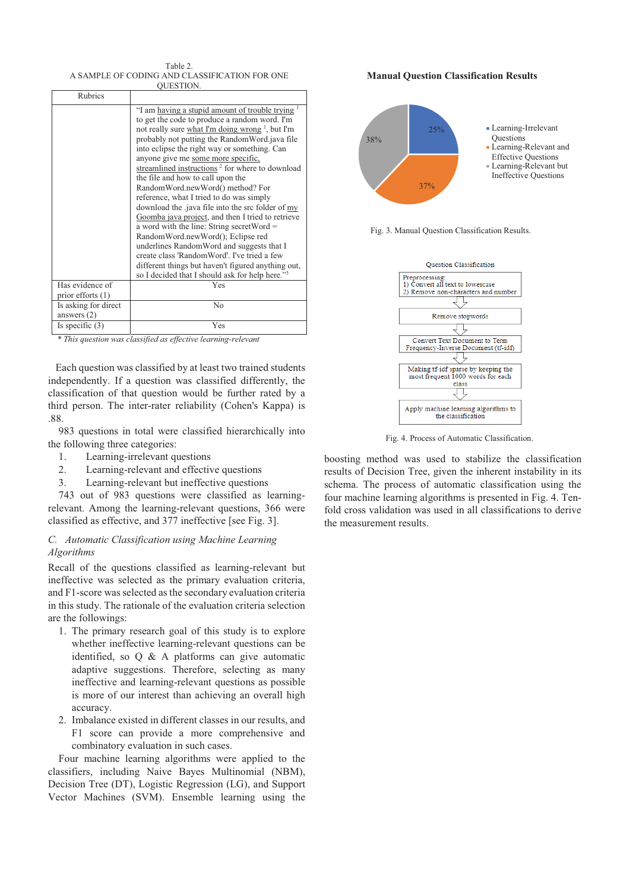Table 2.
A SAMPLE OF CODING AND CLASSIFICATION FOR ONE QUESTION.

| Rubrics | |
|---|---|
| | "I am having a stupid amount of trouble trying [1] to get the code to produce a random word. I'm not really sure what I'm doing wrong [1], but I'm probably not putting the RandomWord.java file into eclipse the right way or something. Can anyone give me some more specific, streamlined instructions [2] for where to download the file and how to call upon the RandomWord.newWord() method? For reference, what I tried to do was simply download the .java file into the src folder of my Goomba java project, and then I tried to retrieve a word with the line: String secretWord = RandomWord.newWord(); Eclipse red underlines RandomWord and suggests that I create class 'RandomWord'. I've tried a few different things but haven't figured anything out, so I decided that I should ask for help here."[3] |
| Has evidence of prior efforts (1) | Yes |
| Is asking for direct answers (2) | No |
| Is specific (3) | Yes |

*\* This question was classified as effective learning-relevant*

Each question was classified by at least two trained students independently. If a question was classified differently, the classification of that question would be further rated by a third person. The inter-rater reliability (Cohen's Kappa) is .88.

983 questions in total were classified hierarchically into the following three categories:

1. Learning-irrelevant questions
2. Learning-relevant and effective questions
3. Learning-relevant but ineffective questions

743 out of 983 questions were classified as learning-relevant. Among the learning-relevant questions, 366 were classified as effective, and 377 ineffective [see Fig. 3].

### C. Automatic Classification using Machine Learning Algorithms

Recall of the questions classified as learning-relevant but ineffective was selected as the primary evaluation criteria, and F1-score was selected as the secondary evaluation criteria in this study. The rationale of the evaluation criteria selection are the followings:

1. The primary research goal of this study is to explore whether ineffective learning-relevant questions can be identified, so Q & A platforms can give automatic adaptive suggestions. Therefore, selecting as many ineffective and learning-relevant questions as possible is more of our interest than achieving an overall high accuracy.
2. Imbalance existed in different classes in our results, and F1 score can provide a more comprehensive and combinatory evaluation in such cases.

Four machine learning algorithms were applied to the classifiers, including Naive Bayes Multinomial (NBM), Decision Tree (DT), Logistic Regression (LG), and Support Vector Machines (SVM). Ensemble learning using the boosting method was used to stabilize the classification results of Decision Tree, given the inherent instability in its schema. The process of automatic classification using the four machine learning algorithms is presented in Fig. 4. Ten-fold cross validation was used in all classifications to derive the measurement results.

**Manual Question Classification Results**

- Learning-Irrelevant Questions: 25%
- Learning-Relevant and Effective Questions: 37%
- Learning-Relevant but Ineffective Questions: 38%

Fig. 3. Manual Question Classification Results.

Question Classification

Preprocessing:
1) Convert all text to lowercase
2) Remove non-characters and number

↓

Remove stopwords

↓

Convert Text Document to Term Frequency-Inverse Document (tf-idf)

↓

Making tf-idf sparse by keeping the most frequent 1000 words for each class

↓

Apply machine learning algorithms to the classification

Fig. 4. Process of Automatic Classification.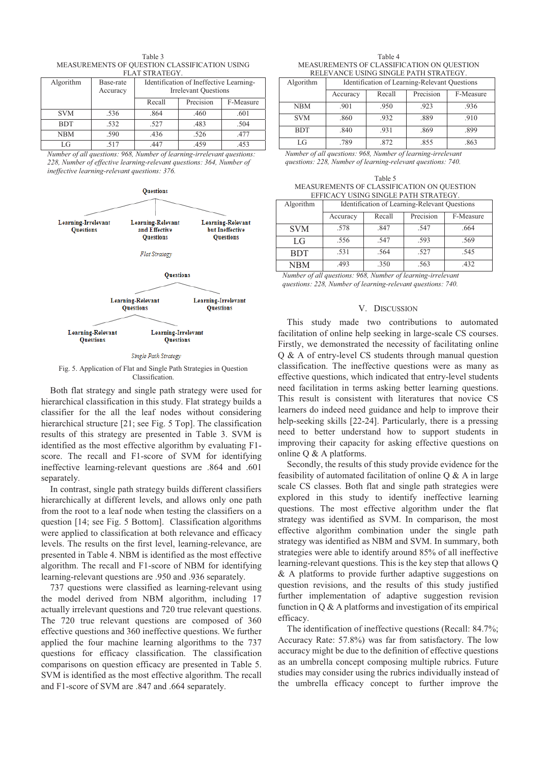Table 3
MEASUREMENTS OF QUESTION CLASSIFICATION USING FLAT STRATEGY.

| Algorithm | Base-rate Accuracy | Identification of Ineffective Learning-Irrelevant Questions | | |
|---|---|---|---|---|
| | | Recall | Precision | F-Measure |
| SVM | .536 | .864 | .460 | .601 |
| BDT | .532 | .527 | .483 | .504 |
| NBM | .590 | .436 | .526 | .477 |
| LG | .517 | .447 | .459 | .453 |

*Number of all questions: 968, Number of learning-irrelevant questions: 228, Number of effective learning-relevant questions: 364, Number of ineffective learning-relevant questions: 376.*

Questions

Learning-Irrelevant Questions | Learning-Relevant and Effective Questions | Learning-Relevant but Ineffective Questions

*Flat Strategy*

Questions

Learning-Relevant Questions | Learning-Irrelevant Questions

Learning-Relevant Questions | Learning-Irrelevant Questions

*Single Path Strategy*

Fig. 5. Application of Flat and Single Path Strategies in Question Classification.

Both flat strategy and single path strategy were used for hierarchical classification in this study. Flat strategy builds a classifier for the all the leaf nodes without considering hierarchical structure [21; see Fig. 5 Top]. The classification results of this strategy are presented in Table 3. SVM is identified as the most effective algorithm by evaluating F1-score. The recall and F1-score of SVM for identifying ineffective learning-relevant questions are .864 and .601 separately.

In contrast, single path strategy builds different classifiers hierarchically at different levels, and allows only one path from the root to a leaf node when testing the classifiers on a question [14; see Fig. 5 Bottom]. Classification algorithms were applied to classification at both relevance and efficacy levels. The results on the first level, learning-relevance, are presented in Table 4. NBM is identified as the most effective algorithm. The recall and F1-score of NBM for identifying learning-relevant questions are .950 and .936 separately.

737 questions were classified as learning-relevant using the model derived from NBM algorithm, including 17 actually irrelevant questions and 720 true relevant questions. The 720 true relevant questions are composed of 360 effective questions and 360 ineffective questions. We further applied the four machine learning algorithms to the 737 questions for efficacy classification. The classification comparisons on question efficacy are presented in Table 5. SVM is identified as the most effective algorithm. The recall and F1-score of SVM are .847 and .664 separately.

Table 4
MEASUREMENTS OF CLASSIFICATION ON QUESTION RELEVANCE USING SINGLE PATH STRATEGY.

| Algorithm | Identification of Learning-Relevant Questions | | | |
|---|---|---|---|---|
| | Accuracy | Recall | Precision | F-Measure |
| NBM | .901 | .950 | .923 | .936 |
| SVM | .860 | .932 | .889 | .910 |
| BDT | .840 | .931 | .869 | .899 |
| LG | .789 | .872 | .855 | .863 |

*Number of all questions: 968, Number of learning-irrelevant questions: 228, Number of learning-relevant questions: 740.*

Table 5
MEASUREMENTS OF CLASSIFICATION ON QUESTION EFFICACY USING SINGLE PATH STRATEGY.

| Algorithm | Identification of Learning-Relevant Questions | | | |
|---|---|---|---|---|
| | Accuracy | Recall | Precision | F-Measure |
| SVM | .578 | .847 | .547 | .664 |
| LG | .556 | .547 | .593 | .569 |
| BDT | .531 | .564 | .527 | .545 |
| NBM | .493 | .350 | .563 | .432 |

*Number of all questions: 968, Number of learning-irrelevant questions: 228, Number of learning-relevant questions: 740.*

## V. Discussion

This study made two contributions to automated facilitation of online help seeking in large-scale CS courses. Firstly, we demonstrated the necessity of facilitating online Q & A of entry-level CS students through manual question classification. The ineffective questions were as many as effective questions, which indicated that entry-level students need facilitation in terms asking better learning questions. This result is consistent with literatures that novice CS learners do indeed need guidance and help to improve their help-seeking skills [22-24]. Particularly, there is a pressing need to better understand how to support students in improving their capacity for asking effective questions on online Q & A platforms.

Secondly, the results of this study provide evidence for the feasibility of automated facilitation of online Q & A in large scale CS classes. Both flat and single path strategies were explored in this study to identify ineffective learning questions. The most effective algorithm under the flat strategy was identified as SVM. In comparison, the most effective algorithm combination under the single path strategy was identified as NBM and SVM. In summary, both strategies were able to identify around 85% of all ineffective learning-relevant questions. This is the key step that allows Q & A platforms to provide further adaptive suggestions on question revisions, and the results of this study justified further implementation of adaptive suggestion revision function in Q & A platforms and investigation of its empirical efficacy.

The identification of ineffective questions (Recall: 84.7%; Accuracy Rate: 57.8%) was far from satisfactory. The low accuracy might be due to the definition of effective questions as an umbrella concept composing multiple rubrics. Future studies may consider using the rubrics individually instead of the umbrella efficacy concept to further improve the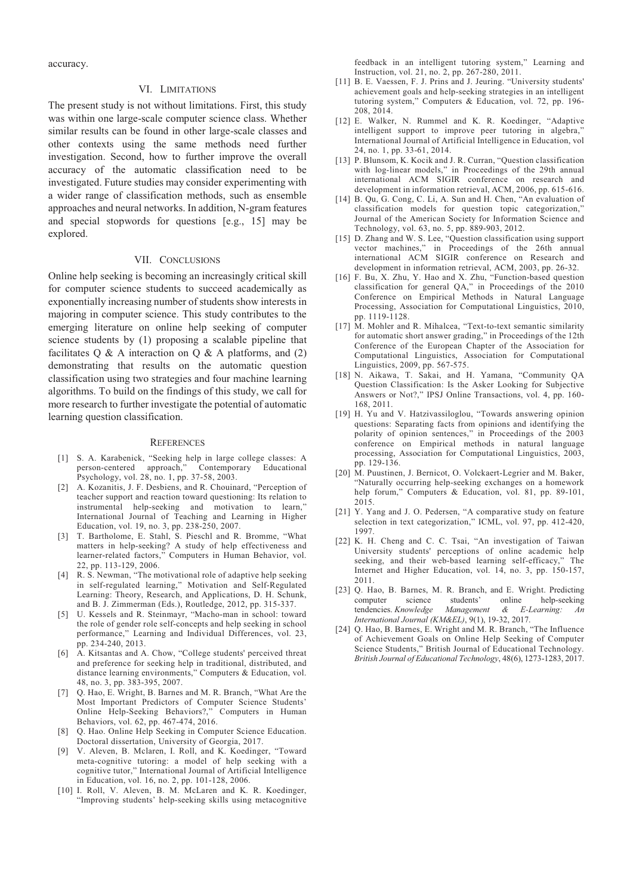accuracy.

## VI. Limitations

The present study is not without limitations. First, this study was within one large-scale computer science class. Whether similar results can be found in other large-scale classes and other contexts using the same methods need further investigation. Second, how to further improve the overall accuracy of the automatic classification need to be investigated. Future studies may consider experimenting with a wider range of classification methods, such as ensemble approaches and neural networks. In addition, N-gram features and special stopwords for questions [e.g., 15] may be explored.

## VII. Conclusions

Online help seeking is becoming an increasingly critical skill for computer science students to succeed academically as exponentially increasing number of students show interests in majoring in computer science. This study contributes to the emerging literature on online help seeking of computer science students by (1) proposing a scalable pipeline that facilitates Q & A interaction on Q & A platforms, and (2) demonstrating that results on the automatic question classification using two strategies and four machine learning algorithms. To build on the findings of this study, we call for more research to further investigate the potential of automatic learning question classification.

## References

[1] S. A. Karabenick, "Seeking help in large college classes: A person-centered approach," Contemporary Educational Psychology, vol. 28, no. 1, pp. 37-58, 2003.

[2] A. Kozanitis, J. F. Desbiens, and R. Chouinard, "Perception of teacher support and reaction toward questioning: Its relation to instrumental help-seeking and motivation to learn," International Journal of Teaching and Learning in Higher Education, vol. 19, no. 3, pp. 238-250, 2007.

[3] T. Bartholome, E. Stahl, S. Pieschl and R. Bromme, "What matters in help-seeking? A study of help effectiveness and learner-related factors," Computers in Human Behavior, vol. 22, pp. 113-129, 2006.

[4] R. S. Newman, "The motivational role of adaptive help seeking in self-regulated learning," Motivation and Self-Regulated Learning: Theory, Research, and Applications, D. H. Schunk, and B. J. Zimmerman (Eds.), Routledge, 2012, pp. 315-337.

[5] U. Kessels and R. Steinmayr, "Macho-man in school: toward the role of gender role self-concepts and help seeking in school performance," Learning and Individual Differences, vol. 23, pp. 234-240, 2013.

[6] A. Kitsantas and A. Chow, "College students' perceived threat and preference for seeking help in traditional, distributed, and distance learning environments," Computers & Education, vol. 48, no. 3, pp. 383-395, 2007.

[7] Q. Hao, E. Wright, B. Barnes and M. R. Branch, "What Are the Most Important Predictors of Computer Science Students' Online Help-Seeking Behaviors?," Computers in Human Behaviors, vol. 62, pp. 467-474, 2016.

[8] Q. Hao. Online Help Seeking in Computer Science Education. Doctoral dissertation, University of Georgia, 2017.

[9] V. Aleven, B. Mclaren, I. Roll, and K. Koedinger, "Toward meta-cognitive tutoring: a model of help seeking with a cognitive tutor," International Journal of Artificial Intelligence in Education, vol. 16, no. 2, pp. 101-128, 2006.

[10] I. Roll, V. Aleven, B. M. McLaren and K. R. Koedinger, "Improving students' help-seeking skills using metacognitive feedback in an intelligent tutoring system," Learning and Instruction, vol. 21, no. 2, pp. 267-280, 2011.

[11] B. E. Vaessen, F. J. Prins and J. Jeuring. "University students' achievement goals and help-seeking strategies in an intelligent tutoring system," Computers & Education, vol. 72, pp. 196-208, 2014.

[12] E. Walker, N. Rummel and K. R. Koedinger, "Adaptive intelligent support to improve peer tutoring in algebra," International Journal of Artificial Intelligence in Education, vol 24, no. 1, pp. 33-61, 2014.

[13] P. Blunsom, K. Kocik and J. R. Curran, "Question classification with log-linear models," in Proceedings of the 29th annual international ACM SIGIR conference on research and development in information retrieval, ACM, 2006, pp. 615-616.

[14] B. Qu, G. Cong, C. Li, A. Sun and H. Chen, "An evaluation of classification models for question topic categorization," Journal of the American Society for Information Science and Technology, vol. 63, no. 5, pp. 889-903, 2012.

[15] D. Zhang and W. S. Lee, "Question classification using support vector machines," in Proceedings of the 26th annual international ACM SIGIR conference on Research and development in information retrieval, ACM, 2003, pp. 26-32.

[16] F. Bu, X. Zhu, Y. Hao and X. Zhu, "Function-based question classification for general QA," in Proceedings of the 2010 Conference on Empirical Methods in Natural Language Processing, Association for Computational Linguistics, 2010, pp. 1119-1128.

[17] M. Mohler and R. Mihalcea, "Text-to-text semantic similarity for automatic short answer grading," in Proceedings of the 12th Conference of the European Chapter of the Association for Computational Linguistics, Association for Computational Linguistics, 2009, pp. 567-575.

[18] N. Aikawa, T. Sakai, and H. Yamana, "Community QA Question Classification: Is the Asker Looking for Subjective Answers or Not?," IPSJ Online Transactions, vol. 4, pp. 160-168, 2011.

[19] H. Yu and V. Hatzivassiloglou, "Towards answering opinion questions: Separating facts from opinions and identifying the polarity of opinion sentences," in Proceedings of the 2003 conference on Empirical methods in natural language processing, Association for Computational Linguistics, 2003, pp. 129-136.

[20] M. Puustinen, J. Bernicot, O. Volckaert-Legrier and M. Baker, "Naturally occurring help-seeking exchanges on a homework help forum," Computers & Education, vol. 81, pp. 89-101, 2015.

[21] Y. Yang and J. O. Pedersen, "A comparative study on feature selection in text categorization," ICML, vol. 97, pp. 412-420, 1997.

[22] K. H. Cheng and C. C. Tsai, "An investigation of Taiwan University students' perceptions of online academic help seeking, and their web-based learning self-efficacy," The Internet and Higher Education, vol. 14, no. 3, pp. 150-157, 2011.

[23] Q. Hao, B. Barnes, M. R. Branch, and E. Wright. Predicting computer science students' online help-seeking tendencies. *Knowledge Management & E-Learning: An International Journal (KM&EL)*, 9(1), 19-32, 2017.

[24] Q. Hao, B. Barnes, E. Wright and M. R. Branch, "The Influence of Achievement Goals on Online Help Seeking of Computer Science Students," British Journal of Educational Technology. *British Journal of Educational Technology*, 48(6), 1273-1283, 2017.